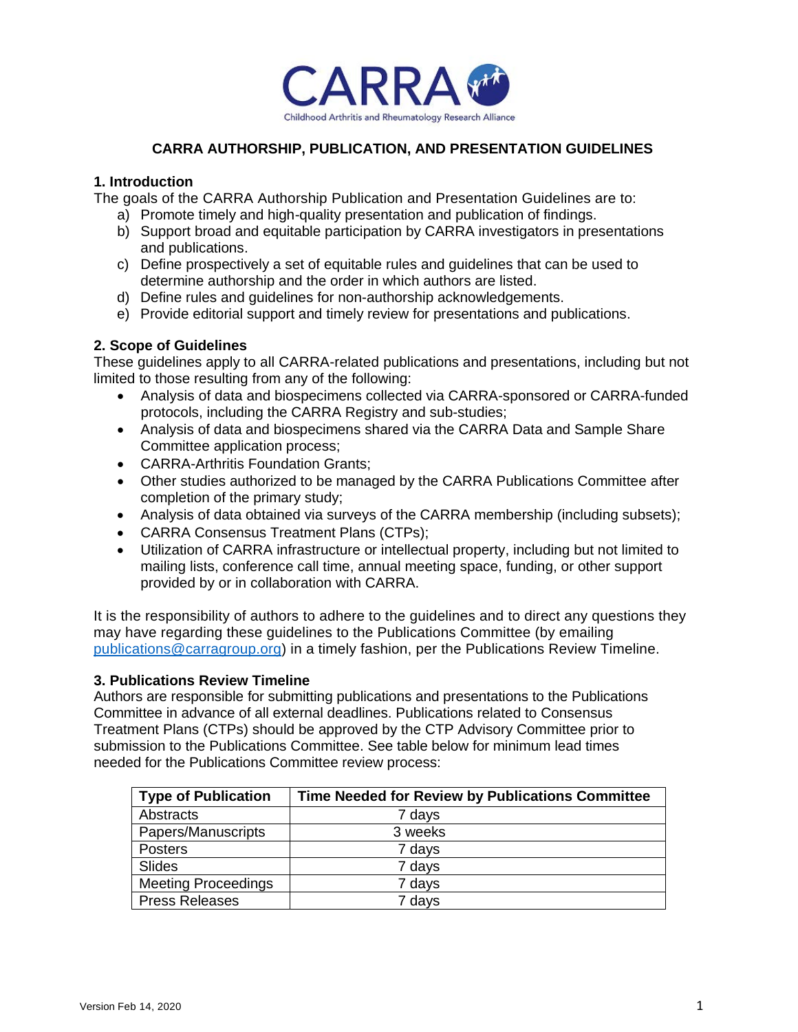CARRA

Childhood Arthritis and Rheumatology Research Alliance

# CARRA AUTHORSHIP, PUBLICATION, AND PRESENTATION GUIDELINES

## 1. Introduction

The goals of the CARRA Authorship Publication and Presentation Guidelines are to:

a) Promote timely and high-quality presentation and publication of findings.
b) Support broad and equitable participation by CARRA investigators in presentations and publications.
c) Define prospectively a set of equitable rules and guidelines that can be used to determine authorship and the order in which authors are listed.
d) Define rules and guidelines for non-authorship acknowledgements.
e) Provide editorial support and timely review for presentations and publications.

## 2. Scope of Guidelines

These guidelines apply to all CARRA-related publications and presentations, including but not limited to those resulting from any of the following:

- Analysis of data and biospecimens collected via CARRA-sponsored or CARRA-funded protocols, including the CARRA Registry and sub-studies;
- Analysis of data and biospecimens shared via the CARRA Data and Sample Share Committee application process;
- CARRA-Arthritis Foundation Grants;
- Other studies authorized to be managed by the CARRA Publications Committee after completion of the primary study;
- Analysis of data obtained via surveys of the CARRA membership (including subsets);
- CARRA Consensus Treatment Plans (CTPs);
- Utilization of CARRA infrastructure or intellectual property, including but not limited to mailing lists, conference call time, annual meeting space, funding, or other support provided by or in collaboration with CARRA.

It is the responsibility of authors to adhere to the guidelines and to direct any questions they may have regarding these guidelines to the Publications Committee (by emailing publications@carragroup.org) in a timely fashion, per the Publications Review Timeline.

## 3. Publications Review Timeline

Authors are responsible for submitting publications and presentations to the Publications Committee in advance of all external deadlines. Publications related to Consensus Treatment Plans (CTPs) should be approved by the CTP Advisory Committee prior to submission to the Publications Committee. See table below for minimum lead times needed for the Publications Committee review process:

| Type of Publication | Time Needed for Review by Publications Committee |
|---|---|
| Abstracts | 7 days |
| Papers/Manuscripts | 3 weeks |
| Posters | 7 days |
| Slides | 7 days |
| Meeting Proceedings | 7 days |
| Press Releases | 7 days |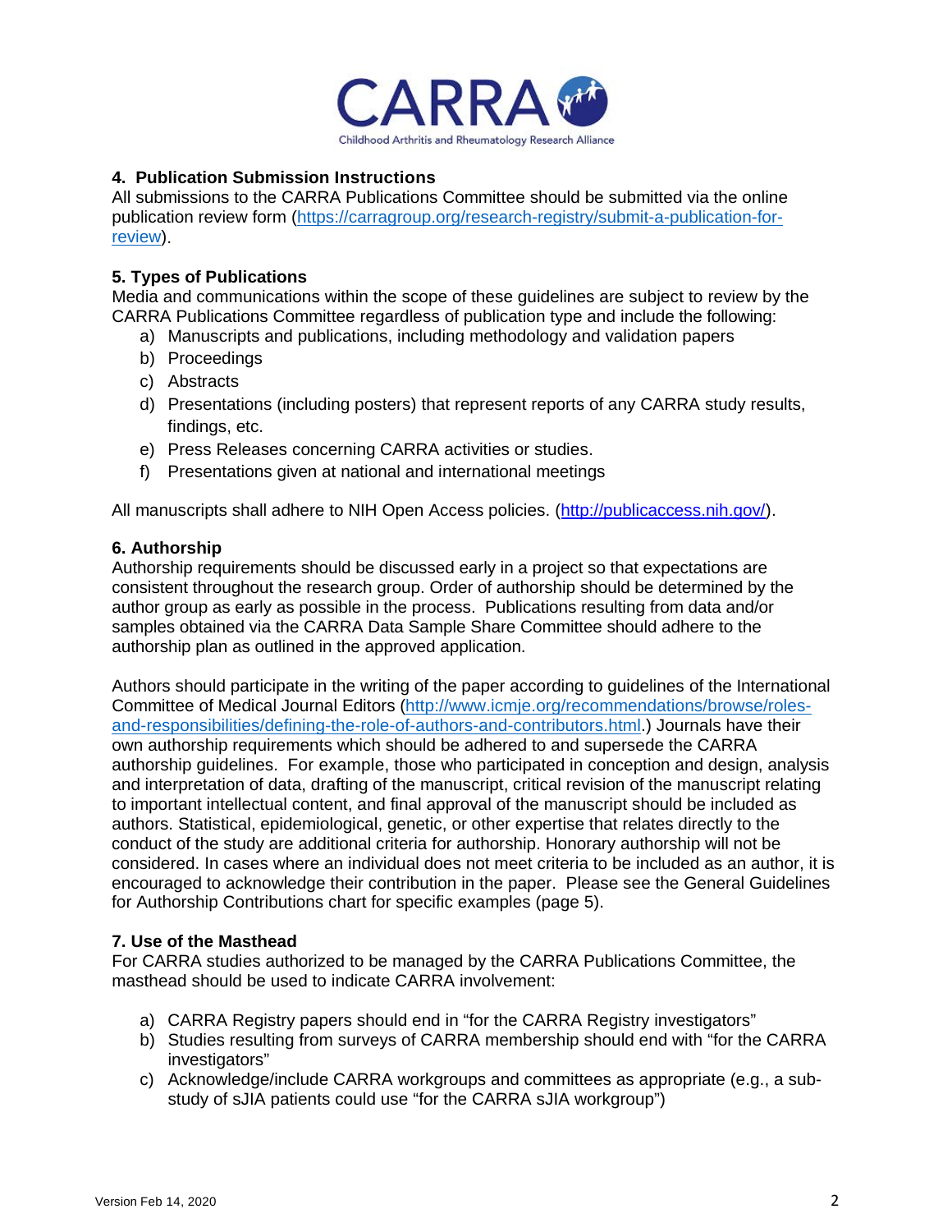## 4. Publication Submission Instructions

All submissions to the CARRA Publications Committee should be submitted via the online publication review form (https://carragroup.org/research-registry/submit-a-publication-for-review).

## 5. Types of Publications

Media and communications within the scope of these guidelines are subject to review by the CARRA Publications Committee regardless of publication type and include the following:

a) Manuscripts and publications, including methodology and validation papers
b) Proceedings
c) Abstracts
d) Presentations (including posters) that represent reports of any CARRA study results, findings, etc.
e) Press Releases concerning CARRA activities or studies.
f) Presentations given at national and international meetings

All manuscripts shall adhere to NIH Open Access policies. (http://publicaccess.nih.gov/).

## 6. Authorship

Authorship requirements should be discussed early in a project so that expectations are consistent throughout the research group. Order of authorship should be determined by the author group as early as possible in the process. Publications resulting from data and/or samples obtained via the CARRA Data Sample Share Committee should adhere to the authorship plan as outlined in the approved application.

Authors should participate in the writing of the paper according to guidelines of the International Committee of Medical Journal Editors (http://www.icmje.org/recommendations/browse/roles-and-responsibilities/defining-the-role-of-authors-and-contributors.html.) Journals have their own authorship requirements which should be adhered to and supersede the CARRA authorship guidelines. For example, those who participated in conception and design, analysis and interpretation of data, drafting of the manuscript, critical revision of the manuscript relating to important intellectual content, and final approval of the manuscript should be included as authors. Statistical, epidemiological, genetic, or other expertise that relates directly to the conduct of the study are additional criteria for authorship. Honorary authorship will not be considered. In cases where an individual does not meet criteria to be included as an author, it is encouraged to acknowledge their contribution in the paper. Please see the General Guidelines for Authorship Contributions chart for specific examples (page 5).

## 7. Use of the Masthead

For CARRA studies authorized to be managed by the CARRA Publications Committee, the masthead should be used to indicate CARRA involvement:

a) CARRA Registry papers should end in "for the CARRA Registry investigators"
b) Studies resulting from surveys of CARRA membership should end with "for the CARRA investigators"
c) Acknowledge/include CARRA workgroups and committees as appropriate (e.g., a sub-study of sJIA patients could use "for the CARRA sJIA workgroup")

Version Feb 14, 2020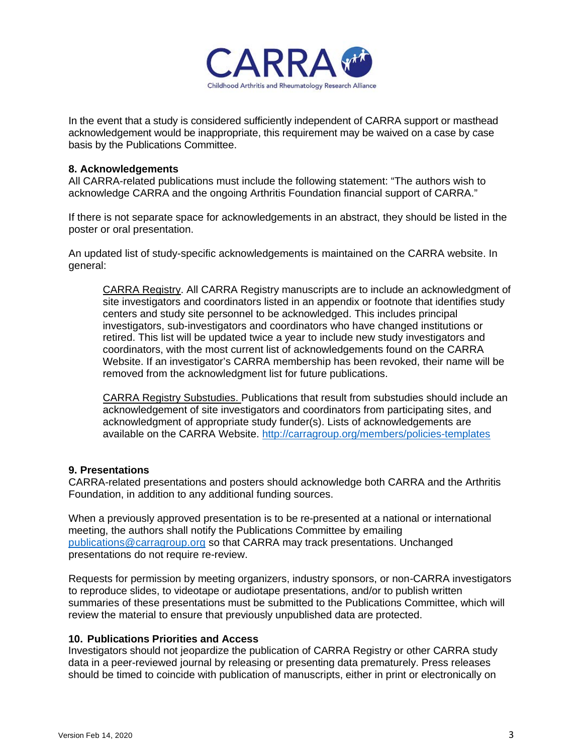In the event that a study is considered sufficiently independent of CARRA support or masthead acknowledgement would be inappropriate, this requirement may be waived on a case by case basis by the Publications Committee.

**8. Acknowledgements**

All CARRA-related publications must include the following statement: "The authors wish to acknowledge CARRA and the ongoing Arthritis Foundation financial support of CARRA."

If there is not separate space for acknowledgements in an abstract, they should be listed in the poster or oral presentation.

An updated list of study-specific acknowledgements is maintained on the CARRA website. In general:

> CARRA Registry. All CARRA Registry manuscripts are to include an acknowledgment of site investigators and coordinators listed in an appendix or footnote that identifies study centers and study site personnel to be acknowledged. This includes principal investigators, sub-investigators and coordinators who have changed institutions or retired. This list will be updated twice a year to include new study investigators and coordinators, with the most current list of acknowledgements found on the CARRA Website. If an investigator's CARRA membership has been revoked, their name will be removed from the acknowledgment list for future publications.
>
> CARRA Registry Substudies. Publications that result from substudies should include an acknowledgement of site investigators and coordinators from participating sites, and acknowledgment of appropriate study funder(s). Lists of acknowledgements are available on the CARRA Website. http://carragroup.org/members/policies-templates

**9. Presentations**

CARRA-related presentations and posters should acknowledge both CARRA and the Arthritis Foundation, in addition to any additional funding sources.

When a previously approved presentation is to be re-presented at a national or international meeting, the authors shall notify the Publications Committee by emailing publications@carragroup.org so that CARRA may track presentations. Unchanged presentations do not require re-review.

Requests for permission by meeting organizers, industry sponsors, or non-CARRA investigators to reproduce slides, to videotape or audiotape presentations, and/or to publish written summaries of these presentations must be submitted to the Publications Committee, which will review the material to ensure that previously unpublished data are protected.

**10. Publications Priorities and Access**

Investigators should not jeopardize the publication of CARRA Registry or other CARRA study data in a peer-reviewed journal by releasing or presenting data prematurely. Press releases should be timed to coincide with publication of manuscripts, either in print or electronically on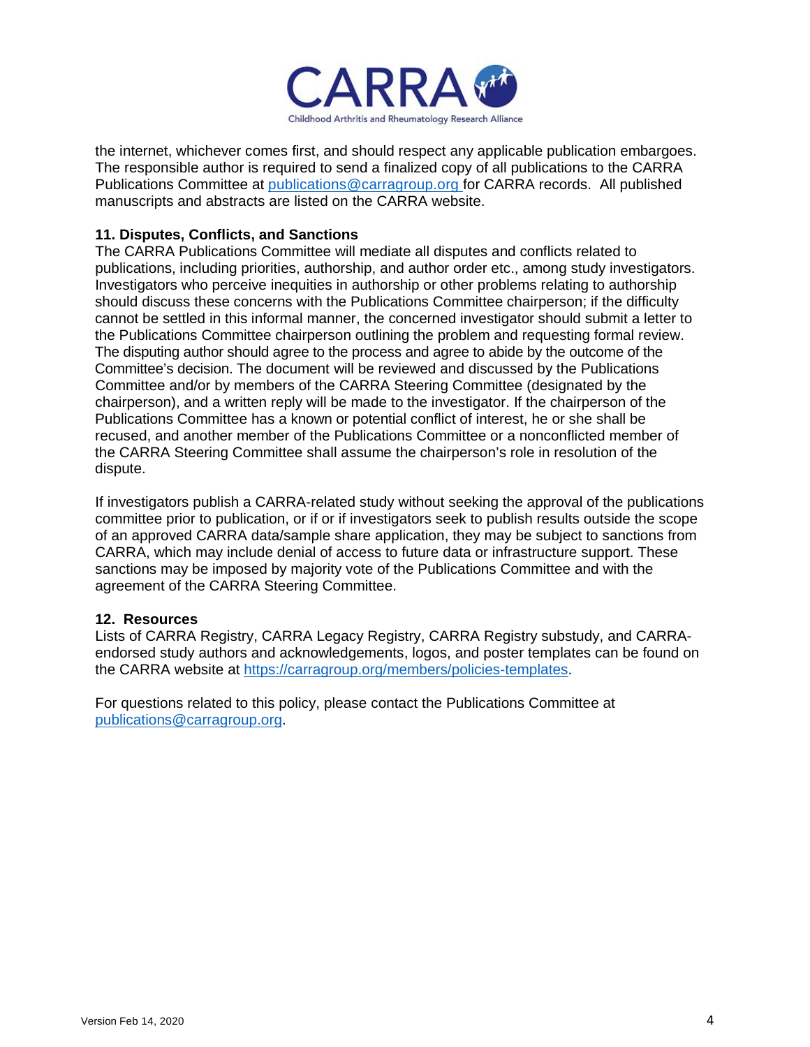the internet, whichever comes first, and should respect any applicable publication embargoes. The responsible author is required to send a finalized copy of all publications to the CARRA Publications Committee at publications@carragroup.org for CARRA records. All published manuscripts and abstracts are listed on the CARRA website.

**11. Disputes, Conflicts, and Sanctions**

The CARRA Publications Committee will mediate all disputes and conflicts related to publications, including priorities, authorship, and author order etc., among study investigators. Investigators who perceive inequities in authorship or other problems relating to authorship should discuss these concerns with the Publications Committee chairperson; if the difficulty cannot be settled in this informal manner, the concerned investigator should submit a letter to the Publications Committee chairperson outlining the problem and requesting formal review. The disputing author should agree to the process and agree to abide by the outcome of the Committee's decision. The document will be reviewed and discussed by the Publications Committee and/or by members of the CARRA Steering Committee (designated by the chairperson), and a written reply will be made to the investigator. If the chairperson of the Publications Committee has a known or potential conflict of interest, he or she shall be recused, and another member of the Publications Committee or a nonconflicted member of the CARRA Steering Committee shall assume the chairperson's role in resolution of the dispute.

If investigators publish a CARRA-related study without seeking the approval of the publications committee prior to publication, or if or if investigators seek to publish results outside the scope of an approved CARRA data/sample share application, they may be subject to sanctions from CARRA, which may include denial of access to future data or infrastructure support. These sanctions may be imposed by majority vote of the Publications Committee and with the agreement of the CARRA Steering Committee.

**12. Resources**

Lists of CARRA Registry, CARRA Legacy Registry, CARRA Registry substudy, and CARRA-endorsed study authors and acknowledgements, logos, and poster templates can be found on the CARRA website at https://carragroup.org/members/policies-templates.

For questions related to this policy, please contact the Publications Committee at publications@carragroup.org.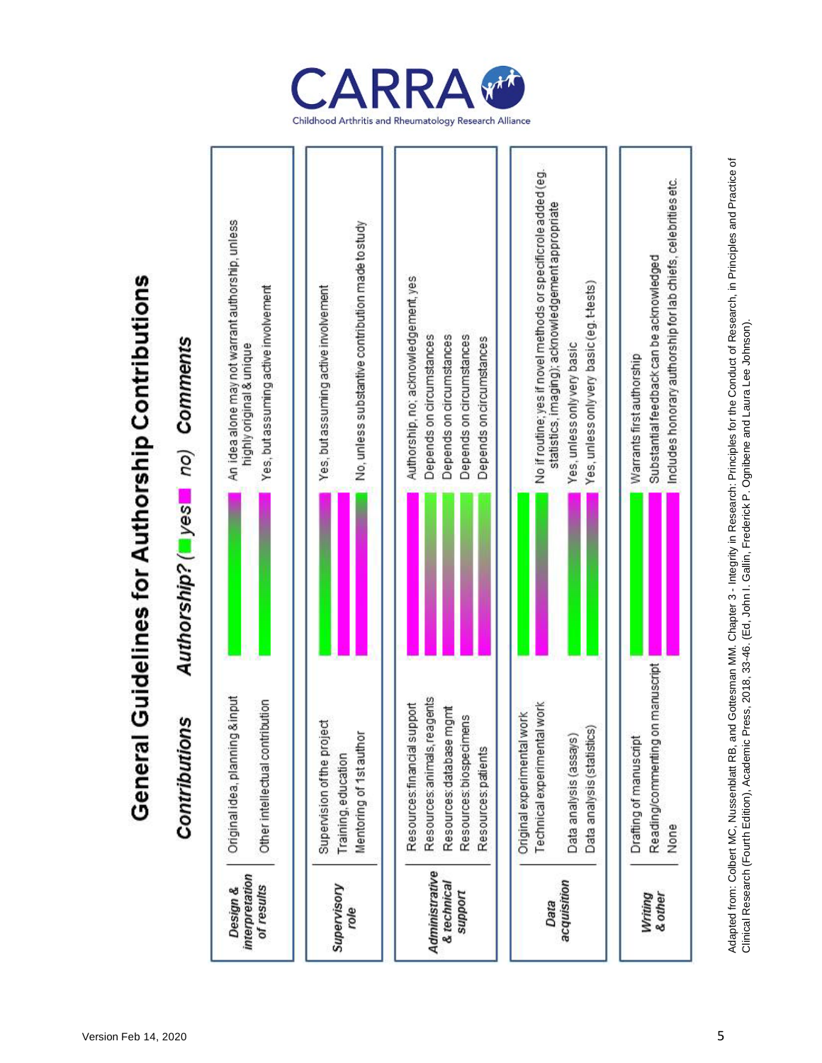CARRA
Childhood Arthritis and Rheumatology Research Alliance

# General Guidelines for Authorship Contributions

| | Contributions | Authorship? (yes / no) | Comments |
|---|---|---|---|
| **Design & interpretation of results** | Original idea, planning & input | | An idea alone may not warrant authorship, unless highly original & unique |
| | Other intellectual contribution | | Yes, but assuming active involvement |
| **Supervisory role** | Supervision of the project | | Yes, but assuming active involvement |
| | Training, education | | |
| | Mentoring of 1st author | | No, unless substantive contribution made to study |
| **Administrative & technical support** | Resources: financial support | | Authorship, no; acknowledgement, yes |
| | Resources: animals, reagents | | Depends on circumstances |
| | Resources: database mgmt | | Depends on circumstances |
| | Resources: biospecimens | | Depends on circumstances |
| | Resources: patients | | Depends on circumstances |
| **Data acquisition** | Original experimental work | | |
| | Technical experimental work | | No if routine; yes if novel methods or specific role added (eg. statistics, imaging); acknowledgement appropriate |
| | Data analysis (assays) | | Yes, unless only very basic |
| | Data analysis (statistics) | | Yes, unless only very basic (eg. t-tests) |
| **Writing & other** | Drafting of manuscript | | Warrants first authorship |
| | Reading/commenting on manuscript | | Substantial feedback can be acknowledged |
| | None | | Includes honorary authorship for lab chiefs, celebrities etc. |

Adapted from: Colbert MC, Nussenblatt RB, and Gottesman MM. Chapter 3 - Integrity in Research: Principles for the Conduct of Research, in Principles and Practice of Clinical Research (Fourth Edition), Academic Press, 2018, 33-46. (Ed, John I. Gallin, Frederick P. Ognibene and Laura Lee Johnson).

Version Feb 14, 2020